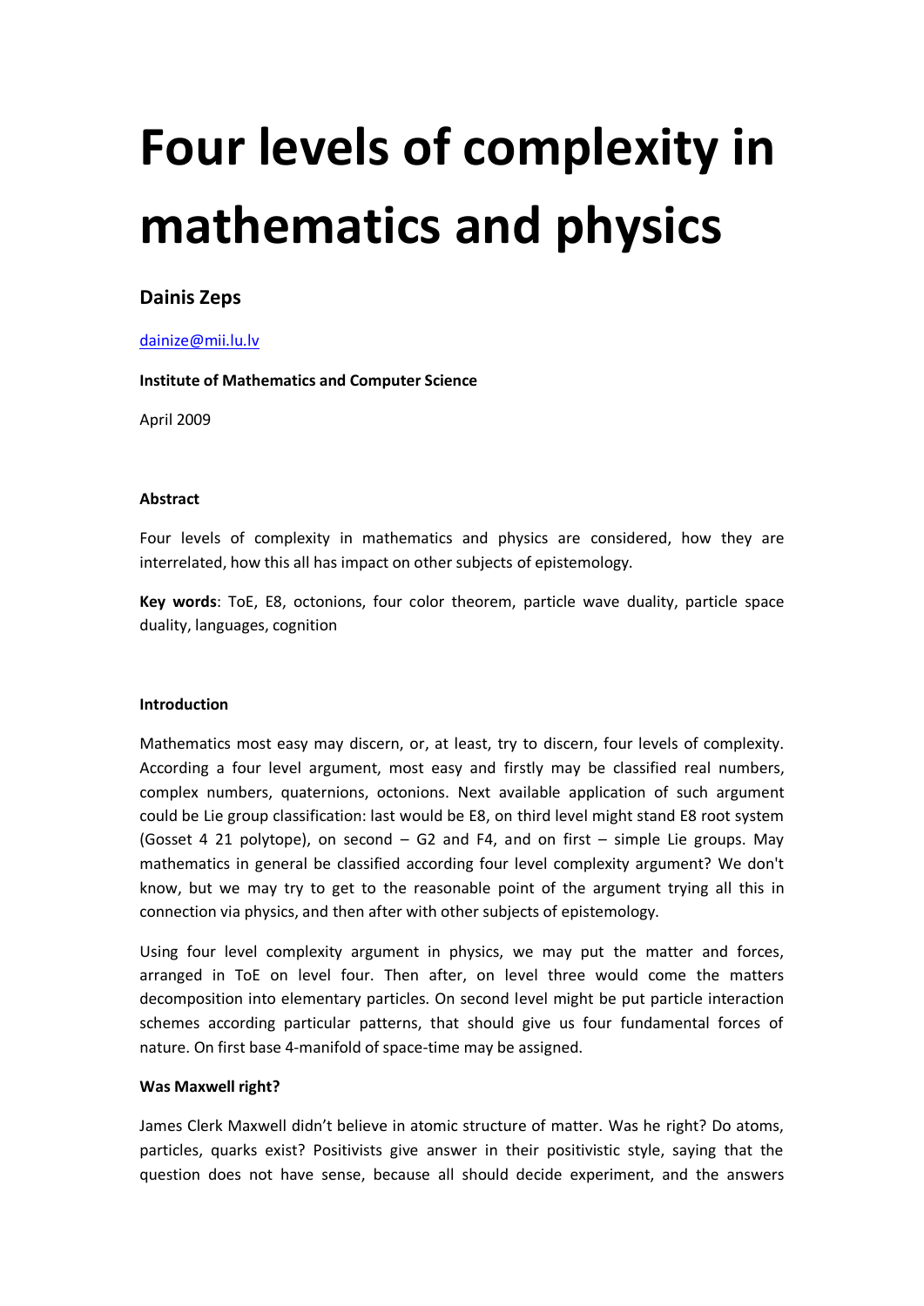# Four levels of complexity in mathematics and physics

## Dainis Zeps

dainize@mii.lu.lv

**Institute of Mathematics and Computer Science**

April 2009

**Abstract**

Four levels of complexity in mathematics and physics are considered, how they are interrelated, how this all has impact on other subjects of epistemology.

**Key words**: ToE, E8, octonions, four color theorem, particle wave duality, particle space duality, languages, cognition

**Introduction**

Mathematics most easy may discern, or, at least, try to discern, four levels of complexity. According a four level argument, most easy and firstly may be classified real numbers, complex numbers, quaternions, octonions. Next available application of such argument could be Lie group classification: last would be E8, on third level might stand E8 root system (Gosset 4 21 polytope), on second – G2 and F4, and on first – simple Lie groups. May mathematics in general be classified according four level complexity argument? We don't know, but we may try to get to the reasonable point of the argument trying all this in connection via physics, and then after with other subjects of epistemology.

Using four level complexity argument in physics, we may put the matter and forces, arranged in ToE on level four. Then after, on level three would come the matters decomposition into elementary particles. On second level might be put particle interaction schemes according particular patterns, that should give us four fundamental forces of nature. On first base 4-manifold of space-time may be assigned.

**Was Maxwell right?**

James Clerk Maxwell didn't believe in atomic structure of matter. Was he right? Do atoms, particles, quarks exist? Positivists give answer in their positivistic style, saying that the question does not have sense, because all should decide experiment, and the answers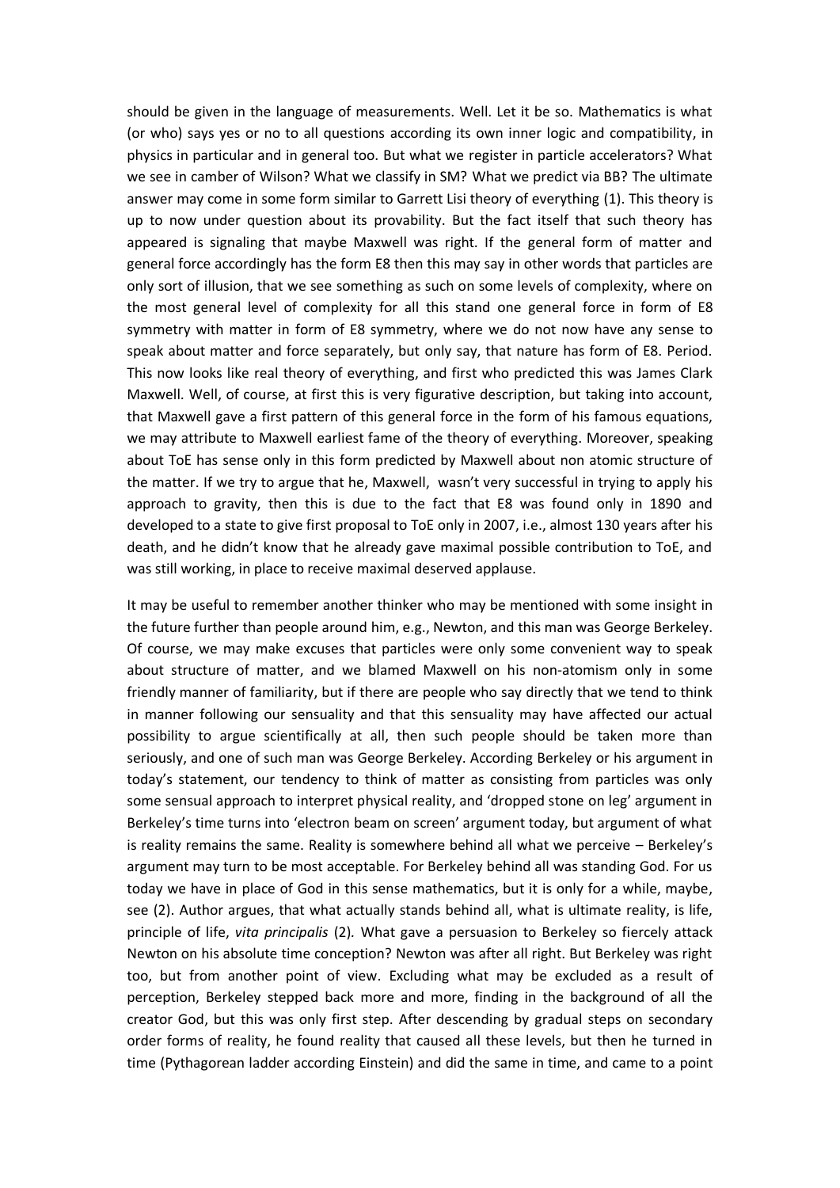should be given in the language of measurements. Well. Let it be so. Mathematics is what (or who) says yes or no to all questions according its own inner logic and compatibility, in physics in particular and in general too. But what we register in particle accelerators? What we see in camber of Wilson? What we classify in SM? What we predict via BB? The ultimate answer may come in some form similar to Garrett Lisi theory of everything (1). This theory is up to now under question about its provability. But the fact itself that such theory has appeared is signaling that maybe Maxwell was right. If the general form of matter and general force accordingly has the form E8 then this may say in other words that particles are only sort of illusion, that we see something as such on some levels of complexity, where on the most general level of complexity for all this stand one general force in form of E8 symmetry with matter in form of E8 symmetry, where we do not now have any sense to speak about matter and force separately, but only say, that nature has form of E8. Period. This now looks like real theory of everything, and first who predicted this was James Clark Maxwell. Well, of course, at first this is very figurative description, but taking into account, that Maxwell gave a first pattern of this general force in the form of his famous equations, we may attribute to Maxwell earliest fame of the theory of everything. Moreover, speaking about ToE has sense only in this form predicted by Maxwell about non atomic structure of the matter. If we try to argue that he, Maxwell, wasn't very successful in trying to apply his approach to gravity, then this is due to the fact that E8 was found only in 1890 and developed to a state to give first proposal to ToE only in 2007, i.e., almost 130 years after his death, and he didn't know that he already gave maximal possible contribution to ToE, and was still working, in place to receive maximal deserved applause.

It may be useful to remember another thinker who may be mentioned with some insight in the future further than people around him, e.g., Newton, and this man was George Berkeley. Of course, we may make excuses that particles were only some convenient way to speak about structure of matter, and we blamed Maxwell on his non-atomism only in some friendly manner of familiarity, but if there are people who say directly that we tend to think in manner following our sensuality and that this sensuality may have affected our actual possibility to argue scientifically at all, then such people should be taken more than seriously, and one of such man was George Berkeley. According Berkeley or his argument in today's statement, our tendency to think of matter as consisting from particles was only some sensual approach to interpret physical reality, and 'dropped stone on leg' argument in Berkeley's time turns into 'electron beam on screen' argument today, but argument of what is reality remains the same. Reality is somewhere behind all what we perceive – Berkeley's argument may turn to be most acceptable. For Berkeley behind all was standing God. For us today we have in place of God in this sense mathematics, but it is only for a while, maybe, see (2). Author argues, that what actually stands behind all, what is ultimate reality, is life, principle of life, *vita principalis* (2). What gave a persuasion to Berkeley so fiercely attack Newton on his absolute time conception? Newton was after all right. But Berkeley was right too, but from another point of view. Excluding what may be excluded as a result of perception, Berkeley stepped back more and more, finding in the background of all the creator God, but this was only first step. After descending by gradual steps on secondary order forms of reality, he found reality that caused all these levels, but then he turned in time (Pythagorean ladder according Einstein) and did the same in time, and came to a point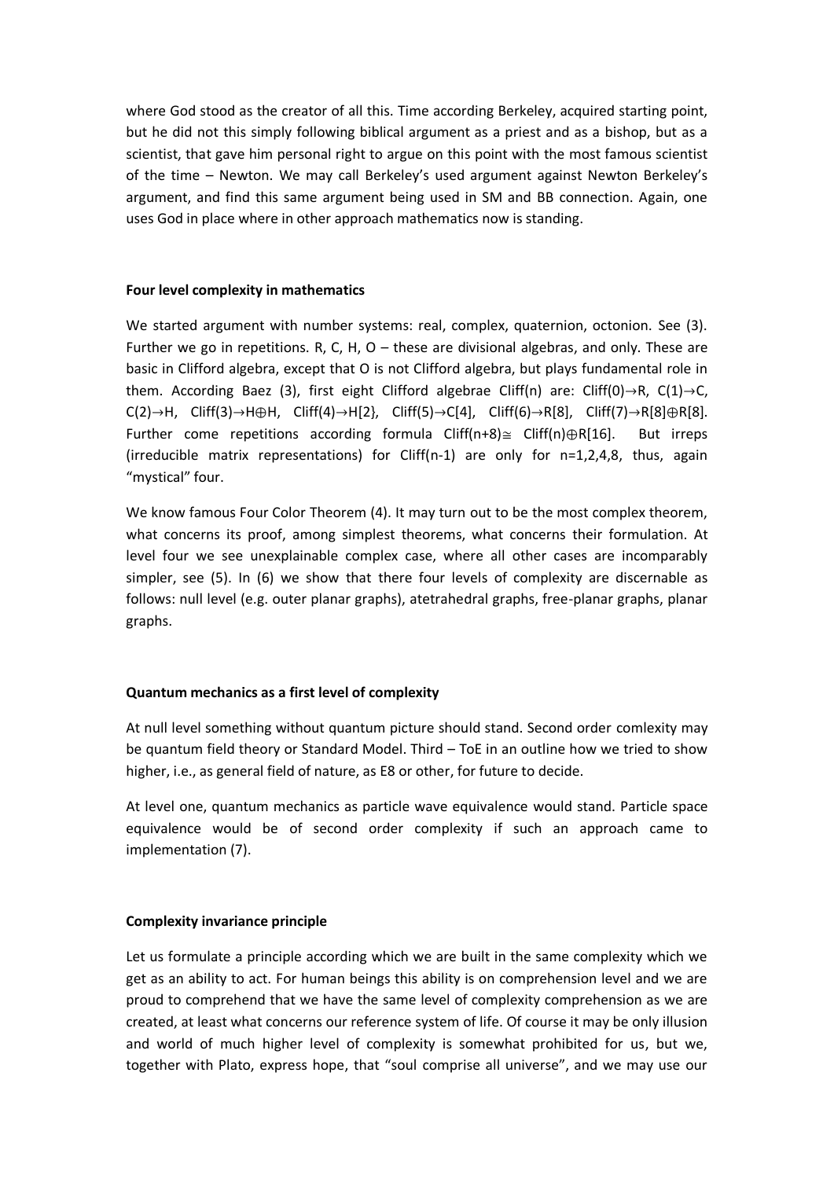where God stood as the creator of all this. Time according Berkeley, acquired starting point, but he did not this simply following biblical argument as a priest and as a bishop, but as a scientist, that gave him personal right to argue on this point with the most famous scientist of the time – Newton. We may call Berkeley's used argument against Newton Berkeley's argument, and find this same argument being used in SM and BB connection. Again, one uses God in place where in other approach mathematics now is standing.

**Four level complexity in mathematics**

We started argument with number systems: real, complex, quaternion, octonion. See (3). Further we go in repetitions. R, C, H, O – these are divisional algebras, and only. These are basic in Clifford algebra, except that O is not Clifford algebra, but plays fundamental role in them. According Baez (3), first eight Clifford algebrae Cliff(n) are: Cliff(0)→R, C(1)→C, C(2)→H, Cliff(3)→H⊕H, Cliff(4)→H[2}, Cliff(5)→C[4], Cliff(6)→R[8], Cliff(7)→R[8]⊕R[8]. Further come repetitions according formula Cliff(n+8)≅ Cliff(n)⊕R[16]. But irreps (irreducible matrix representations) for Cliff(n-1) are only for n=1,2,4,8, thus, again "mystical" four.

We know famous Four Color Theorem (4). It may turn out to be the most complex theorem, what concerns its proof, among simplest theorems, what concerns their formulation. At level four we see unexplainable complex case, where all other cases are incomparably simpler, see (5). In (6) we show that there four levels of complexity are discernable as follows: null level (e.g. outer planar graphs), atetrahedral graphs, free-planar graphs, planar graphs.

**Quantum mechanics as a first level of complexity**

At null level something without quantum picture should stand. Second order comlexity may be quantum field theory or Standard Model. Third – ToE in an outline how we tried to show higher, i.e., as general field of nature, as E8 or other, for future to decide.

At level one, quantum mechanics as particle wave equivalence would stand. Particle space equivalence would be of second order complexity if such an approach came to implementation (7).

**Complexity invariance principle**

Let us formulate a principle according which we are built in the same complexity which we get as an ability to act. For human beings this ability is on comprehension level and we are proud to comprehend that we have the same level of complexity comprehension as we are created, at least what concerns our reference system of life. Of course it may be only illusion and world of much higher level of complexity is somewhat prohibited for us, but we, together with Plato, express hope, that "soul comprise all universe", and we may use our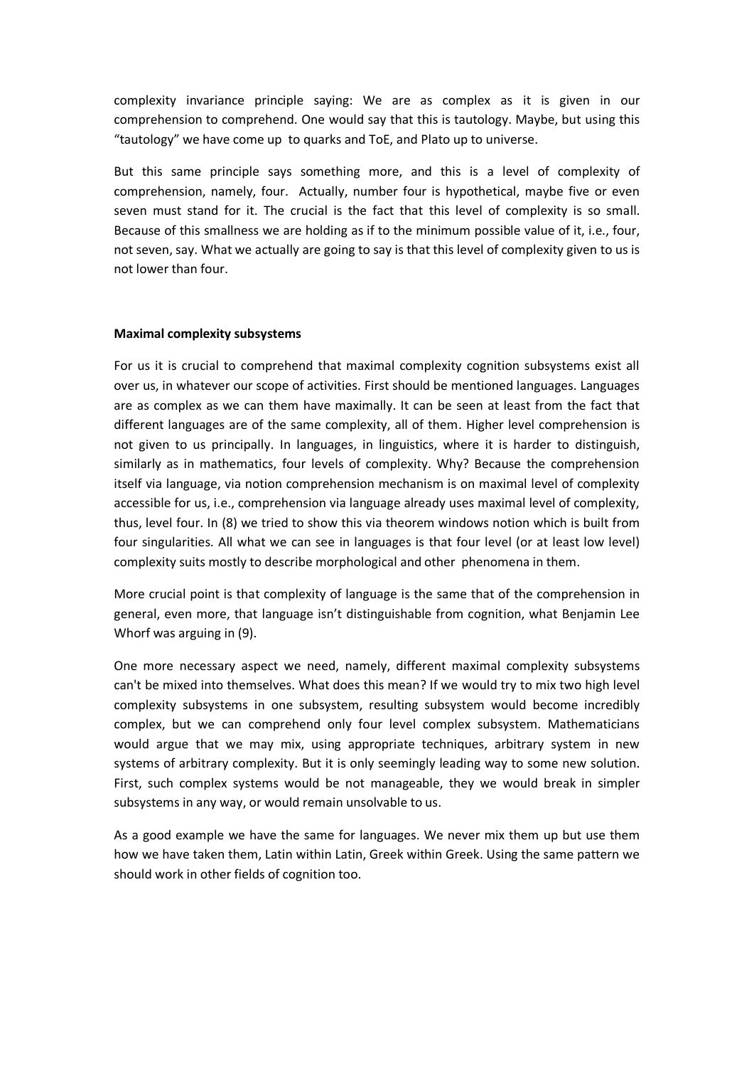complexity invariance principle saying: We are as complex as it is given in our comprehension to comprehend. One would say that this is tautology. Maybe, but using this "tautology" we have come up to quarks and ToE, and Plato up to universe.

But this same principle says something more, and this is a level of complexity of comprehension, namely, four. Actually, number four is hypothetical, maybe five or even seven must stand for it. The crucial is the fact that this level of complexity is so small. Because of this smallness we are holding as if to the minimum possible value of it, i.e., four, not seven, say. What we actually are going to say is that this level of complexity given to us is not lower than four.

**Maximal complexity subsystems**

For us it is crucial to comprehend that maximal complexity cognition subsystems exist all over us, in whatever our scope of activities. First should be mentioned languages. Languages are as complex as we can them have maximally. It can be seen at least from the fact that different languages are of the same complexity, all of them. Higher level comprehension is not given to us principally. In languages, in linguistics, where it is harder to distinguish, similarly as in mathematics, four levels of complexity. Why? Because the comprehension itself via language, via notion comprehension mechanism is on maximal level of complexity accessible for us, i.e., comprehension via language already uses maximal level of complexity, thus, level four. In (8) we tried to show this via theorem windows notion which is built from four singularities. All what we can see in languages is that four level (or at least low level) complexity suits mostly to describe morphological and other phenomena in them.

More crucial point is that complexity of language is the same that of the comprehension in general, even more, that language isn't distinguishable from cognition, what Benjamin Lee Whorf was arguing in (9).

One more necessary aspect we need, namely, different maximal complexity subsystems can't be mixed into themselves. What does this mean? If we would try to mix two high level complexity subsystems in one subsystem, resulting subsystem would become incredibly complex, but we can comprehend only four level complex subsystem. Mathematicians would argue that we may mix, using appropriate techniques, arbitrary system in new systems of arbitrary complexity. But it is only seemingly leading way to some new solution. First, such complex systems would be not manageable, they we would break in simpler subsystems in any way, or would remain unsolvable to us.

As a good example we have the same for languages. We never mix them up but use them how we have taken them, Latin within Latin, Greek within Greek. Using the same pattern we should work in other fields of cognition too.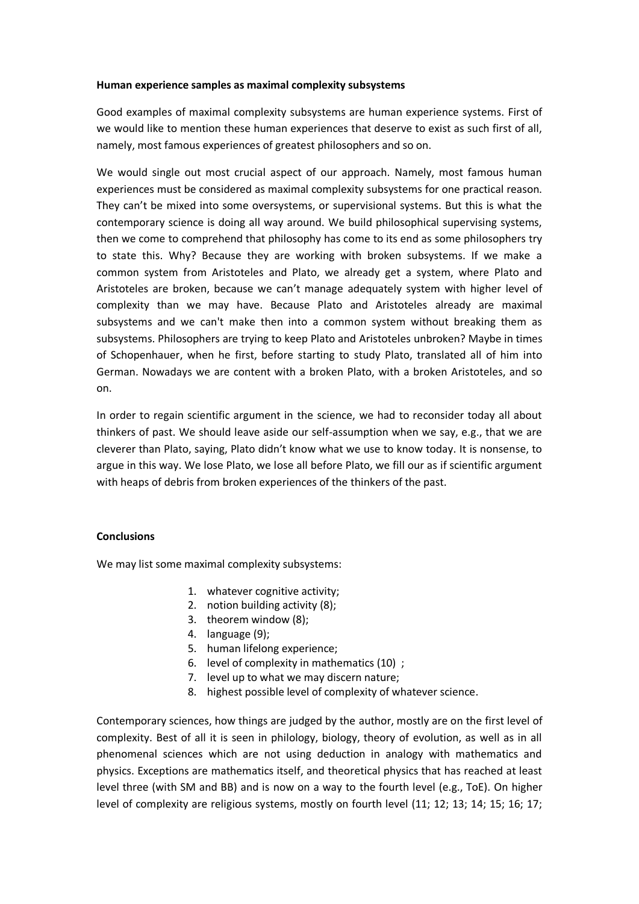**Human experience samples as maximal complexity subsystems**

Good examples of maximal complexity subsystems are human experience systems. First of we would like to mention these human experiences that deserve to exist as such first of all, namely, most famous experiences of greatest philosophers and so on.

We would single out most crucial aspect of our approach. Namely, most famous human experiences must be considered as maximal complexity subsystems for one practical reason. They can't be mixed into some oversystems, or supervisional systems. But this is what the contemporary science is doing all way around. We build philosophical supervising systems, then we come to comprehend that philosophy has come to its end as some philosophers try to state this. Why? Because they are working with broken subsystems. If we make a common system from Aristoteles and Plato, we already get a system, where Plato and Aristoteles are broken, because we can't manage adequately system with higher level of complexity than we may have. Because Plato and Aristoteles already are maximal subsystems and we can't make then into a common system without breaking them as subsystems. Philosophers are trying to keep Plato and Aristoteles unbroken? Maybe in times of Schopenhauer, when he first, before starting to study Plato, translated all of him into German. Nowadays we are content with a broken Plato, with a broken Aristoteles, and so on.

In order to regain scientific argument in the science, we had to reconsider today all about thinkers of past. We should leave aside our self-assumption when we say, e.g., that we are cleverer than Plato, saying, Plato didn't know what we use to know today. It is nonsense, to argue in this way. We lose Plato, we lose all before Plato, we fill our as if scientific argument with heaps of debris from broken experiences of the thinkers of the past.

**Conclusions**

We may list some maximal complexity subsystems:

1. whatever cognitive activity;
2. notion building activity (8);
3. theorem window (8);
4. language (9);
5. human lifelong experience;
6. level of complexity in mathematics (10) ;
7. level up to what we may discern nature;
8. highest possible level of complexity of whatever science.

Contemporary sciences, how things are judged by the author, mostly are on the first level of complexity. Best of all it is seen in philology, biology, theory of evolution, as well as in all phenomenal sciences which are not using deduction in analogy with mathematics and physics. Exceptions are mathematics itself, and theoretical physics that has reached at least level three (with SM and BB) and is now on a way to the fourth level (e.g., ToE). On higher level of complexity are religious systems, mostly on fourth level (11; 12; 13; 14; 15; 16; 17;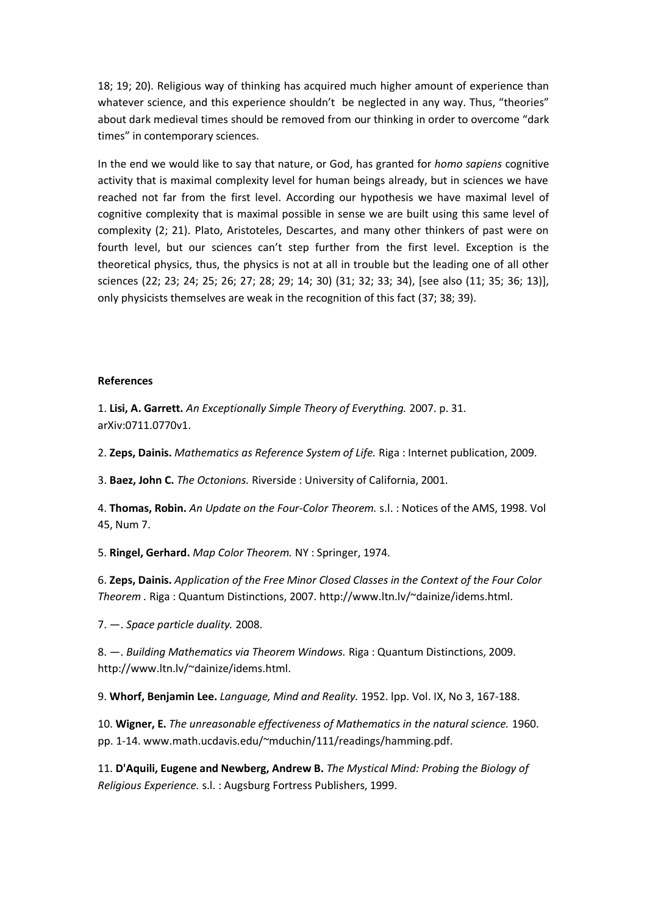18; 19; 20). Religious way of thinking has acquired much higher amount of experience than whatever science, and this experience shouldn't be neglected in any way. Thus, "theories" about dark medieval times should be removed from our thinking in order to overcome "dark times" in contemporary sciences.

In the end we would like to say that nature, or God, has granted for *homo sapiens* cognitive activity that is maximal complexity level for human beings already, but in sciences we have reached not far from the first level. According our hypothesis we have maximal level of cognitive complexity that is maximal possible in sense we are built using this same level of complexity (2; 21). Plato, Aristoteles, Descartes, and many other thinkers of past were on fourth level, but our sciences can't step further from the first level. Exception is the theoretical physics, thus, the physics is not at all in trouble but the leading one of all other sciences (22; 23; 24; 25; 26; 27; 28; 29; 14; 30) (31; 32; 33; 34), [see also (11; 35; 36; 13)], only physicists themselves are weak in the recognition of this fact (37; 38; 39).

**References**

1. **Lisi, A. Garrett.** *An Exceptionally Simple Theory of Everything.* 2007. p. 31. arXiv:0711.0770v1.

2. **Zeps, Dainis.** *Mathematics as Reference System of Life.* Riga : Internet publication, 2009.

3. **Baez, John C.** *The Octonions.* Riverside : University of California, 2001.

4. **Thomas, Robin.** *An Update on the Four-Color Theorem.* s.l. : Notices of the AMS, 1998. Vol 45, Num 7.

5. **Ringel, Gerhard.** *Map Color Theorem.* NY : Springer, 1974.

6. **Zeps, Dainis.** *Application of the Free Minor Closed Classes in the Context of the Four Color Theorem .* Riga : Quantum Distinctions, 2007. http://www.ltn.lv/~dainize/idems.html.

7. —. *Space particle duality.* 2008.

8. —. *Building Mathematics via Theorem Windows.* Riga : Quantum Distinctions, 2009. http://www.ltn.lv/~dainize/idems.html.

9. **Whorf, Benjamin Lee.** *Language, Mind and Reality.* 1952. lpp. Vol. IX, No 3, 167-188.

10. **Wigner, E.** *The unreasonable effectiveness of Mathematics in the natural science.* 1960. pp. 1-14. www.math.ucdavis.edu/~mduchin/111/readings/hamming.pdf.

11. **D'Aquili, Eugene and Newberg, Andrew B.** *The Mystical Mind: Probing the Biology of Religious Experience.* s.l. : Augsburg Fortress Publishers, 1999.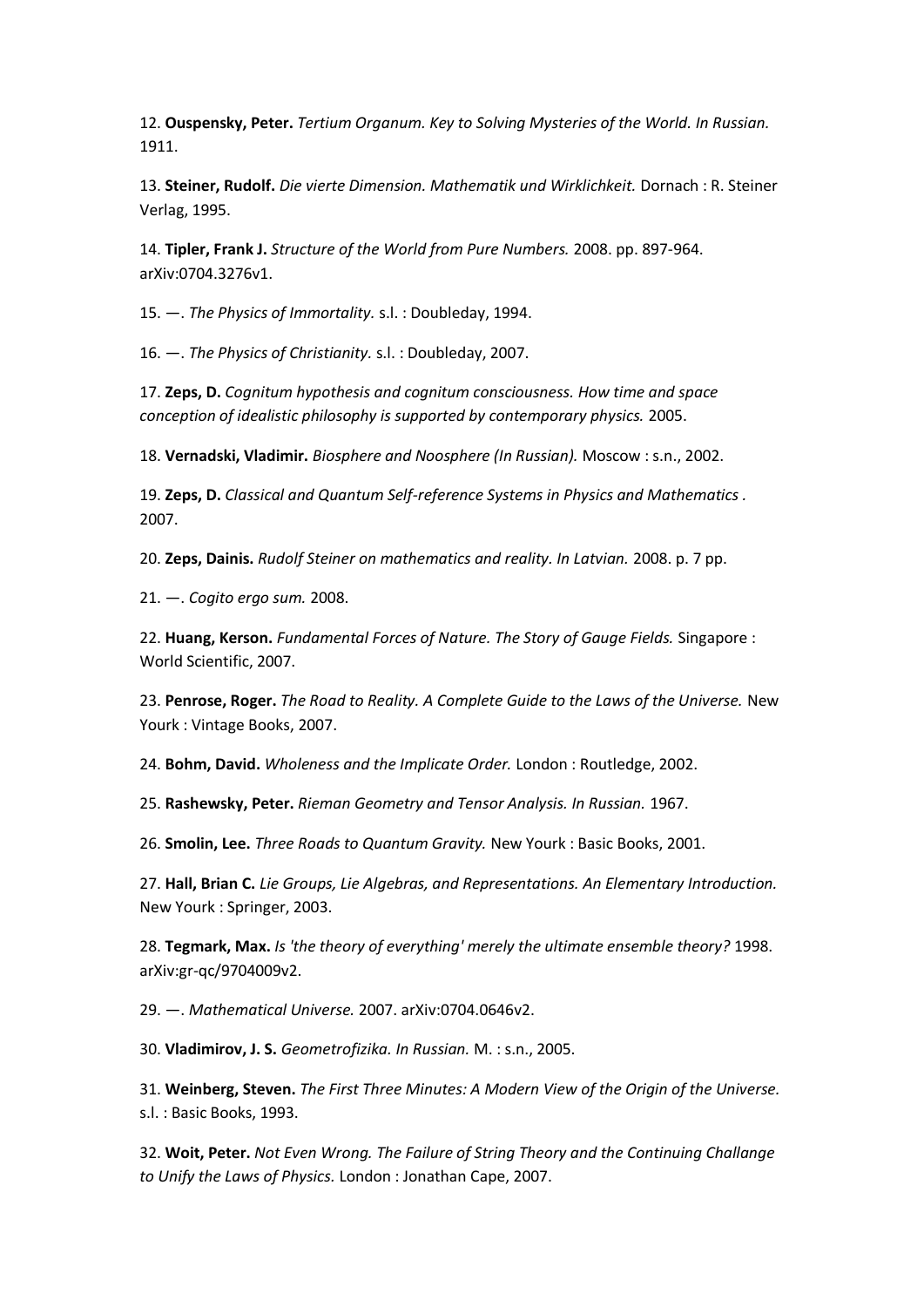12. **Ouspensky, Peter.** *Tertium Organum. Key to Solving Mysteries of the World. In Russian.* 1911.

13. **Steiner, Rudolf.** *Die vierte Dimension. Mathematik und Wirklichkeit.* Dornach : R. Steiner Verlag, 1995.

14. **Tipler, Frank J.** *Structure of the World from Pure Numbers.* 2008. pp. 897-964. arXiv:0704.3276v1.

15. —. *The Physics of Immortality.* s.l. : Doubleday, 1994.

16. —. *The Physics of Christianity.* s.l. : Doubleday, 2007.

17. **Zeps, D.** *Cognitum hypothesis and cognitum consciousness. How time and space conception of idealistic philosophy is supported by contemporary physics.* 2005.

18. **Vernadski, Vladimir.** *Biosphere and Noosphere (In Russian).* Moscow : s.n., 2002.

19. **Zeps, D.** *Classical and Quantum Self-reference Systems in Physics and Mathematics .* 2007.

20. **Zeps, Dainis.** *Rudolf Steiner on mathematics and reality. In Latvian.* 2008. p. 7 pp.

21. —. *Cogito ergo sum.* 2008.

22. **Huang, Kerson.** *Fundamental Forces of Nature. The Story of Gauge Fields.* Singapore : World Scientific, 2007.

23. **Penrose, Roger.** *The Road to Reality. A Complete Guide to the Laws of the Universe.* New Yourk : Vintage Books, 2007.

24. **Bohm, David.** *Wholeness and the Implicate Order.* London : Routledge, 2002.

25. **Rashewsky, Peter.** *Rieman Geometry and Tensor Analysis. In Russian.* 1967.

26. **Smolin, Lee.** *Three Roads to Quantum Gravity.* New Yourk : Basic Books, 2001.

27. **Hall, Brian C.** *Lie Groups, Lie Algebras, and Representations. An Elementary Introduction.* New Yourk : Springer, 2003.

28. **Tegmark, Max.** *Is 'the theory of everything' merely the ultimate ensemble theory?* 1998. arXiv:gr-qc/9704009v2.

29. —. *Mathematical Universe.* 2007. arXiv:0704.0646v2.

30. **Vladimirov, J. S.** *Geometrofizika. In Russian.* M. : s.n., 2005.

31. **Weinberg, Steven.** *The First Three Minutes: A Modern View of the Origin of the Universe.* s.l. : Basic Books, 1993.

32. **Woit, Peter.** *Not Even Wrong. The Failure of String Theory and the Continuing Challange to Unify the Laws of Physics.* London : Jonathan Cape, 2007.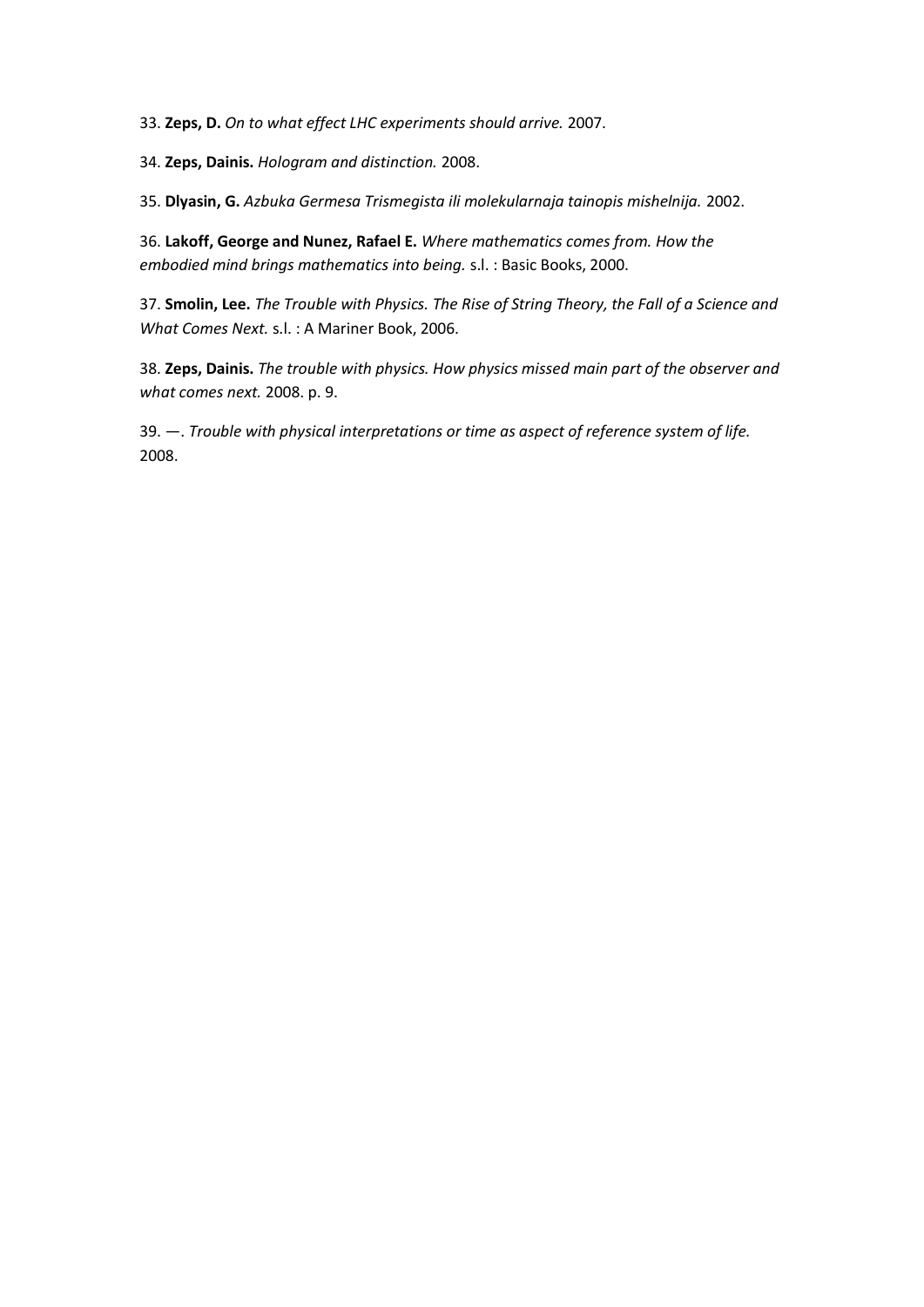33. **Zeps, D.** *On to what effect LHC experiments should arrive.* 2007.

34. **Zeps, Dainis.** *Hologram and distinction.* 2008.

35. **Dlyasin, G.** *Azbuka Germesa Trismegista ili molekularnaja tainopis mishelnija.* 2002.

36. **Lakoff, George and Nunez, Rafael E.** *Where mathematics comes from. How the embodied mind brings mathematics into being.* s.l. : Basic Books, 2000.

37. **Smolin, Lee.** *The Trouble with Physics. The Rise of String Theory, the Fall of a Science and What Comes Next.* s.l. : A Mariner Book, 2006.

38. **Zeps, Dainis.** *The trouble with physics. How physics missed main part of the observer and what comes next.* 2008. p. 9.

39. —. *Trouble with physical interpretations or time as aspect of reference system of life.* 2008.